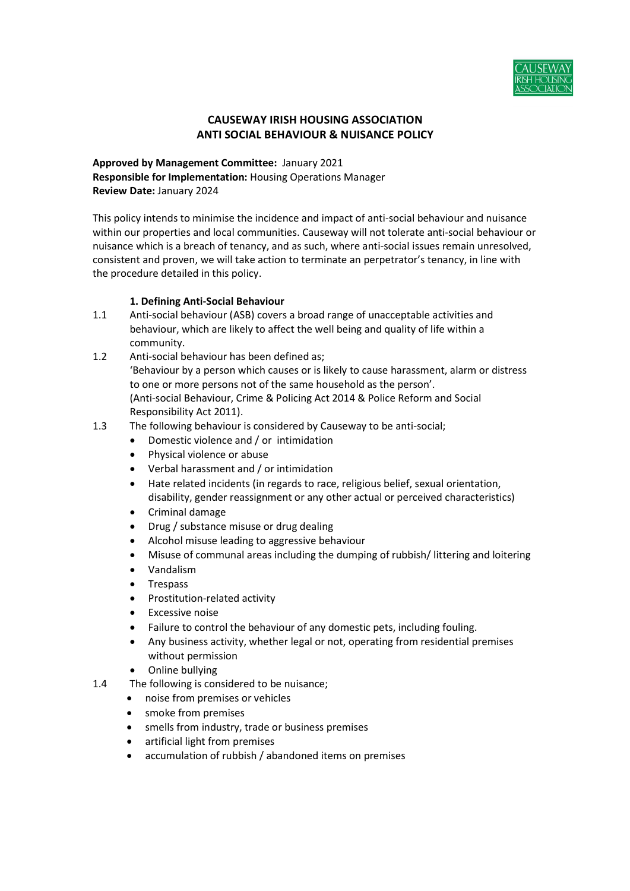# CAUSEWAY IRISH HOUSING ASSOCIATION
# ANTI SOCIAL BEHAVIOUR & NUISANCE POLICY

**Approved by Management Committee:** January 2021
**Responsible for Implementation:** Housing Operations Manager
**Review Date:** January 2024

This policy intends to minimise the incidence and impact of anti-social behaviour and nuisance within our properties and local communities. Causeway will not tolerate anti-social behaviour or nuisance which is a breach of tenancy, and as such, where anti-social issues remain unresolved, consistent and proven, we will take action to terminate an perpetrator's tenancy, in line with the procedure detailed in this policy.

## 1. Defining Anti-Social Behaviour

1.1 Anti-social behaviour (ASB) covers a broad range of unacceptable activities and behaviour, which are likely to affect the well being and quality of life within a community.

1.2 Anti-social behaviour has been defined as;
'Behaviour by a person which causes or is likely to cause harassment, alarm or distress to one or more persons not of the same household as the person'.
(Anti-social Behaviour, Crime & Policing Act 2014 & Police Reform and Social Responsibility Act 2011).

1.3 The following behaviour is considered by Causeway to be anti-social;

- Domestic violence and / or intimidation
- Physical violence or abuse
- Verbal harassment and / or intimidation
- Hate related incidents (in regards to race, religious belief, sexual orientation, disability, gender reassignment or any other actual or perceived characteristics)
- Criminal damage
- Drug / substance misuse or drug dealing
- Alcohol misuse leading to aggressive behaviour
- Misuse of communal areas including the dumping of rubbish/ littering and loitering
- Vandalism
- Trespass
- Prostitution-related activity
- Excessive noise
- Failure to control the behaviour of any domestic pets, including fouling.
- Any business activity, whether legal or not, operating from residential premises without permission
- Online bullying

1.4 The following is considered to be nuisance;

- noise from premises or vehicles
- smoke from premises
- smells from industry, trade or business premises
- artificial light from premises
- accumulation of rubbish / abandoned items on premises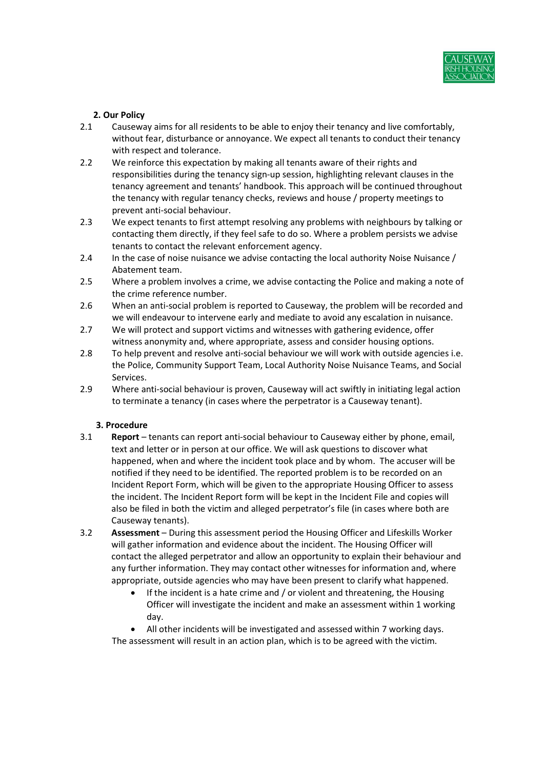## 2. Our Policy

2.1 Causeway aims for all residents to be able to enjoy their tenancy and live comfortably, without fear, disturbance or annoyance. We expect all tenants to conduct their tenancy with respect and tolerance.

2.2 We reinforce this expectation by making all tenants aware of their rights and responsibilities during the tenancy sign-up session, highlighting relevant clauses in the tenancy agreement and tenants' handbook. This approach will be continued throughout the tenancy with regular tenancy checks, reviews and house / property meetings to prevent anti-social behaviour.

2.3 We expect tenants to first attempt resolving any problems with neighbours by talking or contacting them directly, if they feel safe to do so. Where a problem persists we advise tenants to contact the relevant enforcement agency.

2.4 In the case of noise nuisance we advise contacting the local authority Noise Nuisance / Abatement team.

2.5 Where a problem involves a crime, we advise contacting the Police and making a note of the crime reference number.

2.6 When an anti-social problem is reported to Causeway, the problem will be recorded and we will endeavour to intervene early and mediate to avoid any escalation in nuisance.

2.7 We will protect and support victims and witnesses with gathering evidence, offer witness anonymity and, where appropriate, assess and consider housing options.

2.8 To help prevent and resolve anti-social behaviour we will work with outside agencies i.e. the Police, Community Support Team, Local Authority Noise Nuisance Teams, and Social Services.

2.9 Where anti-social behaviour is proven, Causeway will act swiftly in initiating legal action to terminate a tenancy (in cases where the perpetrator is a Causeway tenant).

## 3. Procedure

3.1 **Report** – tenants can report anti-social behaviour to Causeway either by phone, email, text and letter or in person at our office. We will ask questions to discover what happened, when and where the incident took place and by whom. The accuser will be notified if they need to be identified. The reported problem is to be recorded on an Incident Report Form, which will be given to the appropriate Housing Officer to assess the incident. The Incident Report form will be kept in the Incident File and copies will also be filed in both the victim and alleged perpetrator's file (in cases where both are Causeway tenants).

3.2 **Assessment** – During this assessment period the Housing Officer and Lifeskills Worker will gather information and evidence about the incident. The Housing Officer will contact the alleged perpetrator and allow an opportunity to explain their behaviour and any further information. They may contact other witnesses for information and, where appropriate, outside agencies who may have been present to clarify what happened.

- If the incident is a hate crime and / or violent and threatening, the Housing Officer will investigate the incident and make an assessment within 1 working day.
- All other incidents will be investigated and assessed within 7 working days.

The assessment will result in an action plan, which is to be agreed with the victim.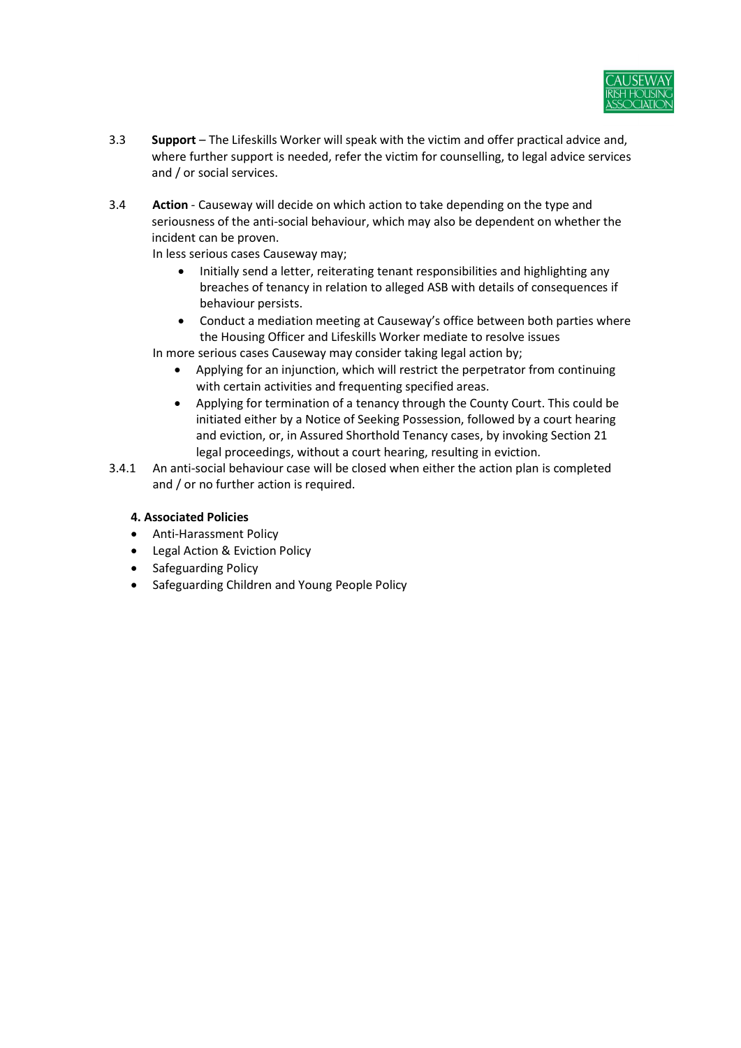3.3 **Support** – The Lifeskills Worker will speak with the victim and offer practical advice and, where further support is needed, refer the victim for counselling, to legal advice services and / or social services.

3.4 **Action** - Causeway will decide on which action to take depending on the type and seriousness of the anti-social behaviour, which may also be dependent on whether the incident can be proven.

In less serious cases Causeway may;

- Initially send a letter, reiterating tenant responsibilities and highlighting any breaches of tenancy in relation to alleged ASB with details of consequences if behaviour persists.
- Conduct a mediation meeting at Causeway's office between both parties where the Housing Officer and Lifeskills Worker mediate to resolve issues

In more serious cases Causeway may consider taking legal action by;

- Applying for an injunction, which will restrict the perpetrator from continuing with certain activities and frequenting specified areas.
- Applying for termination of a tenancy through the County Court. This could be initiated either by a Notice of Seeking Possession, followed by a court hearing and eviction, or, in Assured Shorthold Tenancy cases, by invoking Section 21 legal proceedings, without a court hearing, resulting in eviction.

3.4.1 An anti-social behaviour case will be closed when either the action plan is completed and / or no further action is required.

**4. Associated Policies**

- Anti-Harassment Policy
- Legal Action & Eviction Policy
- Safeguarding Policy
- Safeguarding Children and Young People Policy